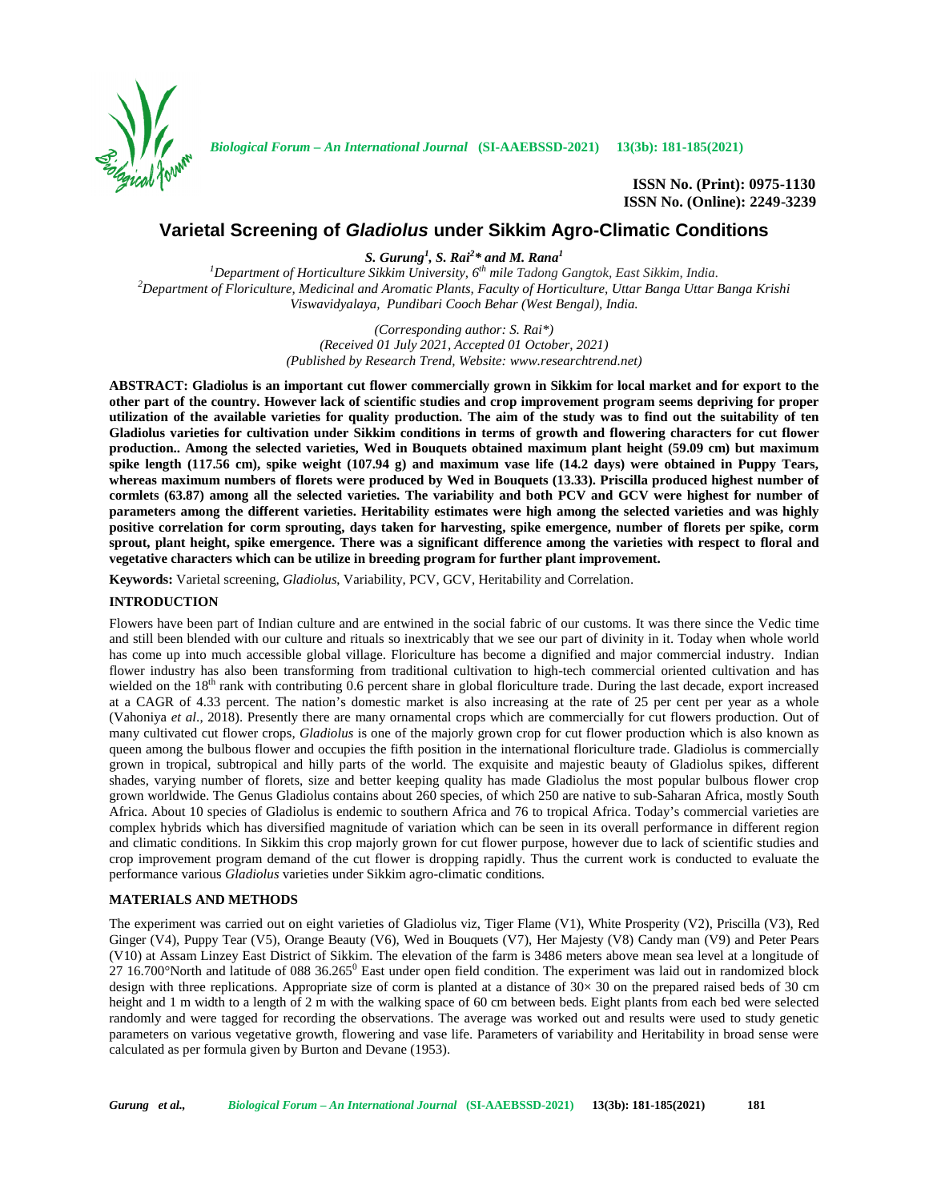# Varietal Screening of *Gladiolus* under Sikkim Agro-Climatic Conditions

***S. Gurung*[1], *S. Rai*[2]* *and M. Rana*[1]**

[1]*Department of Horticulture Sikkim University, 6th mile Tadong Gangtok, East Sikkim, India.*
[2]*Department of Floriculture, Medicinal and Aromatic Plants, Faculty of Horticulture, Uttar Banga Uttar Banga Krishi Viswavidyalaya, Pundibari Cooch Behar (West Bengal), India.*

*(Corresponding author: S. Rai*)*
*(Received 01 July 2021, Accepted 01 October, 2021)*
*(Published by Research Trend, Website: www.researchtrend.net)*

**ABSTRACT: Gladiolus is an important cut flower commercially grown in Sikkim for local market and for export to the other part of the country. However lack of scientific studies and crop improvement program seems depriving for proper utilization of the available varieties for quality production. The aim of the study was to find out the suitability of ten Gladiolus varieties for cultivation under Sikkim conditions in terms of growth and flowering characters for cut flower production.. Among the selected varieties, Wed in Bouquets obtained maximum plant height (59.09 cm) but maximum spike length (117.56 cm), spike weight (107.94 g) and maximum vase life (14.2 days) were obtained in Puppy Tears, whereas maximum numbers of florets were produced by Wed in Bouquets (13.33). Priscilla produced highest number of cormlets (63.87) among all the selected varieties. The variability and both PCV and GCV were highest for number of parameters among the different varieties. Heritability estimates were high among the selected varieties and was highly positive correlation for corm sprouting, days taken for harvesting, spike emergence, number of florets per spike, corm sprout, plant height, spike emergence. There was a significant difference among the varieties with respect to floral and vegetative characters which can be utilize in breeding program for further plant improvement.**

**Keywords:** Varietal screening, *Gladiolus*, Variability, PCV, GCV, Heritability and Correlation.

## INTRODUCTION

Flowers have been part of Indian culture and are entwined in the social fabric of our customs. It was there since the Vedic time and still been blended with our culture and rituals so inextricably that we see our part of divinity in it. Today when whole world has come up into much accessible global village. Floriculture has become a dignified and major commercial industry. Indian flower industry has also been transforming from traditional cultivation to high-tech commercial oriented cultivation and has wielded on the 18th rank with contributing 0.6 percent share in global floriculture trade. During the last decade, export increased at a CAGR of 4.33 percent. The nation's domestic market is also increasing at the rate of 25 per cent per year as a whole (Vahoniya *et al*., 2018). Presently there are many ornamental crops which are commercially for cut flowers production. Out of many cultivated cut flower crops, *Gladiolus* is one of the majorly grown crop for cut flower production which is also known as queen among the bulbous flower and occupies the fifth position in the international floriculture trade. Gladiolus is commercially grown in tropical, subtropical and hilly parts of the world. The exquisite and majestic beauty of Gladiolus spikes, different shades, varying number of florets, size and better keeping quality has made Gladiolus the most popular bulbous flower crop grown worldwide. The Genus Gladiolus contains about 260 species, of which 250 are native to sub-Saharan Africa, mostly South Africa. About 10 species of Gladiolus is endemic to southern Africa and 76 to tropical Africa. Today's commercial varieties are complex hybrids which has diversified magnitude of variation which can be seen in its overall performance in different region and climatic conditions. In Sikkim this crop majorly grown for cut flower purpose, however due to lack of scientific studies and crop improvement program demand of the cut flower is dropping rapidly. Thus the current work is conducted to evaluate the performance various *Gladiolus* varieties under Sikkim agro-climatic conditions.

## MATERIALS AND METHODS

The experiment was carried out on eight varieties of Gladiolus viz, Tiger Flame (V1), White Prosperity (V2), Priscilla (V3), Red Ginger (V4), Puppy Tear (V5), Orange Beauty (V6), Wed in Bouquets (V7), Her Majesty (V8) Candy man (V9) and Peter Pears (V10) at Assam Linzey East District of Sikkim. The elevation of the farm is 3486 meters above mean sea level at a longitude of 27 16.700°North and latitude of 088 36.265$^0$ East under open field condition. The experiment was laid out in randomized block design with three replications. Appropriate size of corm is planted at a distance of 30× 30 on the prepared raised beds of 30 cm height and 1 m width to a length of 2 m with the walking space of 60 cm between beds. Eight plants from each bed were selected randomly and were tagged for recording the observations. The average was worked out and results were used to study genetic parameters on various vegetative growth, flowering and vase life. Parameters of variability and Heritability in broad sense were calculated as per formula given by Burton and Devane (1953).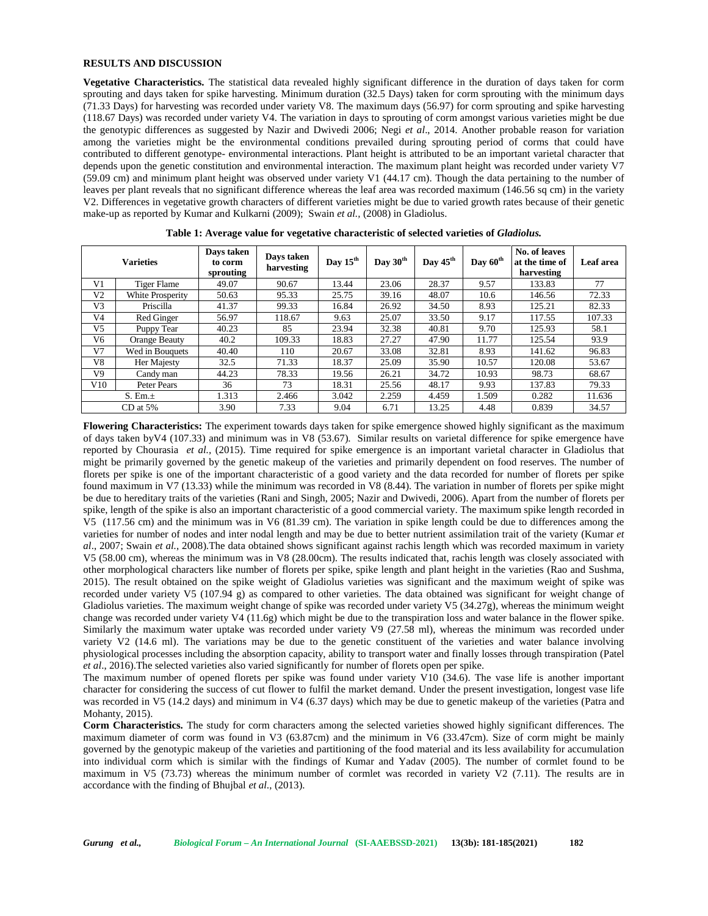## RESULTS AND DISCUSSION

**Vegetative Characteristics.** The statistical data revealed highly significant difference in the duration of days taken for corm sprouting and days taken for spike harvesting. Minimum duration (32.5 Days) taken for corm sprouting with the minimum days (71.33 Days) for harvesting was recorded under variety V8. The maximum days (56.97) for corm sprouting and spike harvesting (118.67 Days) was recorded under variety V4. The variation in days to sprouting of corm amongst various varieties might be due the genotypic differences as suggested by Nazir and Dwivedi 2006; Negi *et al*., 2014. Another probable reason for variation among the varieties might be the environmental conditions prevailed during sprouting period of corms that could have contributed to different genotype- environmental interactions. Plant height is attributed to be an important varietal character that depends upon the genetic constitution and environmental interaction. The maximum plant height was recorded under variety V7 (59.09 cm) and minimum plant height was observed under variety V1 (44.17 cm). Though the data pertaining to the number of leaves per plant reveals that no significant difference whereas the leaf area was recorded maximum (146.56 sq cm) in the variety V2. Differences in vegetative growth characters of different varieties might be due to varied growth rates because of their genetic make-up as reported by Kumar and Kulkarni (2009); Swain *et al.,* (2008) in Gladiolus.

**Table 1: Average value for vegetative characteristic of selected varieties of *Gladiolus.***

| Varieties | | Days taken to corm sprouting | Days taken harvesting | Day 15th | Day 30th | Day 45th | Day 60th | No. of leaves at the time of harvesting | Leaf area |
|---|---|---|---|---|---|---|---|---|---|
| V1 | Tiger Flame | 49.07 | 90.67 | 13.44 | 23.06 | 28.37 | 9.57 | 133.83 | 77 |
| V2 | White Prosperity | 50.63 | 95.33 | 25.75 | 39.16 | 48.07 | 10.6 | 146.56 | 72.33 |
| V3 | Priscilla | 41.37 | 99.33 | 16.84 | 26.92 | 34.50 | 8.93 | 125.21 | 82.33 |
| V4 | Red Ginger | 56.97 | 118.67 | 9.63 | 25.07 | 33.50 | 9.17 | 117.55 | 107.33 |
| V5 | Puppy Tear | 40.23 | 85 | 23.94 | 32.38 | 40.81 | 9.70 | 125.93 | 58.1 |
| V6 | Orange Beauty | 40.2 | 109.33 | 18.83 | 27.27 | 47.90 | 11.77 | 125.54 | 93.9 |
| V7 | Wed in Bouquets | 40.40 | 110 | 20.67 | 33.08 | 32.81 | 8.93 | 141.62 | 96.83 |
| V8 | Her Majesty | 32.5 | 71.33 | 18.37 | 25.09 | 35.90 | 10.57 | 120.08 | 53.67 |
| V9 | Candy man | 44.23 | 78.33 | 19.56 | 26.21 | 34.72 | 10.93 | 98.73 | 68.67 |
| V10 | Peter Pears | 36 | 73 | 18.31 | 25.56 | 48.17 | 9.93 | 137.83 | 79.33 |
| S. Em.± | | 1.313 | 2.466 | 3.042 | 2.259 | 4.459 | 1.509 | 0.282 | 11.636 |
| CD at 5% | | 3.90 | 7.33 | 9.04 | 6.71 | 13.25 | 4.48 | 0.839 | 34.57 |

**Flowering Characteristics:** The experiment towards days taken for spike emergence showed highly significant as the maximum of days taken byV4 (107.33) and minimum was in V8 (53.67). Similar results on varietal difference for spike emergence have reported by Chourasia *et al.,* (2015). Time required for spike emergence is an important varietal character in Gladiolus that might be primarily governed by the genetic makeup of the varieties and primarily dependent on food reserves. The number of florets per spike is one of the important characteristic of a good variety and the data recorded for number of florets per spike found maximum in V7 (13.33) while the minimum was recorded in V8 (8.44). The variation in number of florets per spike might be due to hereditary traits of the varieties (Rani and Singh, 2005; Nazir and Dwivedi, 2006). Apart from the number of florets per spike, length of the spike is also an important characteristic of a good commercial variety. The maximum spike length recorded in V5 (117.56 cm) and the minimum was in V6 (81.39 cm). The variation in spike length could be due to differences among the varieties for number of nodes and inter nodal length and may be due to better nutrient assimilation trait of the variety (Kumar *et al*., 2007; Swain *et al.,* 2008).The data obtained shows significant against rachis length which was recorded maximum in variety V5 (58.00 cm), whereas the minimum was in V8 (28.00cm). The results indicated that, rachis length was closely associated with other morphological characters like number of florets per spike, spike length and plant height in the varieties (Rao and Sushma, 2015). The result obtained on the spike weight of Gladiolus varieties was significant and the maximum weight of spike was recorded under variety V5 (107.94 g) as compared to other varieties. The data obtained was significant for weight change of Gladiolus varieties. The maximum weight change of spike was recorded under variety V5 (34.27g), whereas the minimum weight change was recorded under variety V4 (11.6g) which might be due to the transpiration loss and water balance in the flower spike. Similarly the maximum water uptake was recorded under variety V9 (27.58 ml), whereas the minimum was recorded under variety V2 (14.6 ml). The variations may be due to the genetic constituent of the varieties and water balance involving physiological processes including the absorption capacity, ability to transport water and finally losses through transpiration (Patel *et al*., 2016).The selected varieties also varied significantly for number of florets open per spike.

The maximum number of opened florets per spike was found under variety V10 (34.6). The vase life is another important character for considering the success of cut flower to fulfil the market demand. Under the present investigation, longest vase life was recorded in V5 (14.2 days) and minimum in V4 (6.37 days) which may be due to genetic makeup of the varieties (Patra and Mohanty, 2015).

**Corm Characteristics.** The study for corm characters among the selected varieties showed highly significant differences. The maximum diameter of corm was found in V3 (63.87cm) and the minimum in V6 (33.47cm). Size of corm might be mainly governed by the genotypic makeup of the varieties and partitioning of the food material and its less availability for accumulation into individual corm which is similar with the findings of Kumar and Yadav (2005). The number of cormlet found to be maximum in V5 (73.73) whereas the minimum number of cormlet was recorded in variety V2 (7.11). The results are in accordance with the finding of Bhujbal *et al*., (2013).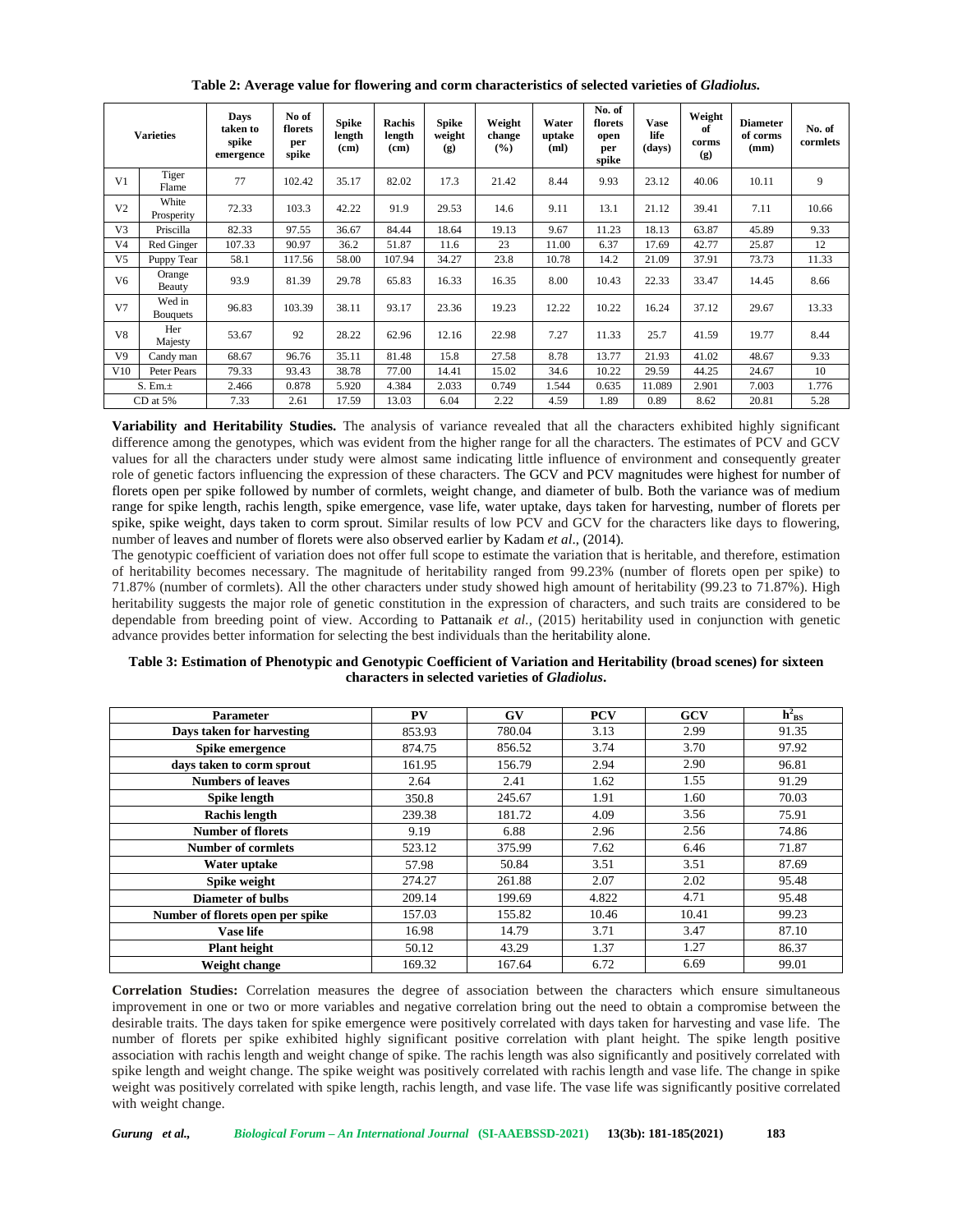**Table 2: Average value for flowering and corm characteristics of selected varieties of *Gladiolus.***

| Varieties | | Days taken to spike emergence | No of florets per spike | Spike length (cm) | Rachis length (cm) | Spike weight (g) | Weight change (%) | Water uptake (ml) | No. of florets open per spike | Vase life (days) | Weight of corms (g) | Diameter of corms (mm) | No. of cormlets |
|---|---|---|---|---|---|---|---|---|---|---|---|---|---|
| V1 | Tiger Flame | 77 | 102.42 | 35.17 | 82.02 | 17.3 | 21.42 | 8.44 | 9.93 | 23.12 | 40.06 | 10.11 | 9 |
| V2 | White Prosperity | 72.33 | 103.3 | 42.22 | 91.9 | 29.53 | 14.6 | 9.11 | 13.1 | 21.12 | 39.41 | 7.11 | 10.66 |
| V3 | Priscilla | 82.33 | 97.55 | 36.67 | 84.44 | 18.64 | 19.13 | 9.67 | 11.23 | 18.13 | 63.87 | 45.89 | 9.33 |
| V4 | Red Ginger | 107.33 | 90.97 | 36.2 | 51.87 | 11.6 | 23 | 11.00 | 6.37 | 17.69 | 42.77 | 25.87 | 12 |
| V5 | Puppy Tear | 58.1 | 117.56 | 58.00 | 107.94 | 34.27 | 23.8 | 10.78 | 14.2 | 21.09 | 37.91 | 73.73 | 11.33 |
| V6 | Orange Beauty | 93.9 | 81.39 | 29.78 | 65.83 | 16.33 | 16.35 | 8.00 | 10.43 | 22.33 | 33.47 | 14.45 | 8.66 |
| V7 | Wed in Bouquets | 96.83 | 103.39 | 38.11 | 93.17 | 23.36 | 19.23 | 12.22 | 10.22 | 16.24 | 37.12 | 29.67 | 13.33 |
| V8 | Her Majesty | 53.67 | 92 | 28.22 | 62.96 | 12.16 | 22.98 | 7.27 | 11.33 | 25.7 | 41.59 | 19.77 | 8.44 |
| V9 | Candy man | 68.67 | 96.76 | 35.11 | 81.48 | 15.8 | 27.58 | 8.78 | 13.77 | 21.93 | 41.02 | 48.67 | 9.33 |
| V10 | Peter Pears | 79.33 | 93.43 | 38.78 | 77.00 | 14.41 | 15.02 | 34.6 | 10.22 | 29.59 | 44.25 | 24.67 | 10 |
| S. Em.± | | 2.466 | 0.878 | 5.920 | 4.384 | 2.033 | 0.749 | 1.544 | 0.635 | 11.089 | 2.901 | 7.003 | 1.776 |
| CD at 5% | | 7.33 | 2.61 | 17.59 | 13.03 | 6.04 | 2.22 | 4.59 | 1.89 | 0.89 | 8.62 | 20.81 | 5.28 |

**Variability and Heritability Studies.** The analysis of variance revealed that all the characters exhibited highly significant difference among the genotypes, which was evident from the higher range for all the characters. The estimates of PCV and GCV values for all the characters under study were almost same indicating little influence of environment and consequently greater role of genetic factors influencing the expression of these characters. The GCV and PCV magnitudes were highest for number of florets open per spike followed by number of cormlets, weight change, and diameter of bulb. Both the variance was of medium range for spike length, rachis length, spike emergence, vase life, water uptake, days taken for harvesting, number of florets per spike, spike weight, days taken to corm sprout. Similar results of low PCV and GCV for the characters like days to flowering, number of leaves and number of florets were also observed earlier by Kadam *et al*., (2014).

The genotypic coefficient of variation does not offer full scope to estimate the variation that is heritable, and therefore, estimation of heritability becomes necessary. The magnitude of heritability ranged from 99.23% (number of florets open per spike) to 71.87% (number of cormlets). All the other characters under study showed high amount of heritability (99.23 to 71.87%). High heritability suggests the major role of genetic constitution in the expression of characters, and such traits are considered to be dependable from breeding point of view. According to Pattanaik *et al.,* (2015) heritability used in conjunction with genetic advance provides better information for selecting the best individuals than the heritability alone.

**Table 3: Estimation of Phenotypic and Genotypic Coefficient of Variation and Heritability (broad scenes) for sixteen characters in selected varieties of *Gladiolus*.**

| Parameter | PV | GV | PCV | GCV | $h^2_{BS}$ |
|---|---|---|---|---|---|
| Days taken for harvesting | 853.93 | 780.04 | 3.13 | 2.99 | 91.35 |
| Spike emergence | 874.75 | 856.52 | 3.74 | 3.70 | 97.92 |
| days taken to corm sprout | 161.95 | 156.79 | 2.94 | 2.90 | 96.81 |
| Numbers of leaves | 2.64 | 2.41 | 1.62 | 1.55 | 91.29 |
| Spike length | 350.8 | 245.67 | 1.91 | 1.60 | 70.03 |
| Rachis length | 239.38 | 181.72 | 4.09 | 3.56 | 75.91 |
| Number of florets | 9.19 | 6.88 | 2.96 | 2.56 | 74.86 |
| Number of cormlets | 523.12 | 375.99 | 7.62 | 6.46 | 71.87 |
| Water uptake | 57.98 | 50.84 | 3.51 | 3.51 | 87.69 |
| Spike weight | 274.27 | 261.88 | 2.07 | 2.02 | 95.48 |
| Diameter of bulbs | 209.14 | 199.69 | 4.822 | 4.71 | 95.48 |
| Number of florets open per spike | 157.03 | 155.82 | 10.46 | 10.41 | 99.23 |
| Vase life | 16.98 | 14.79 | 3.71 | 3.47 | 87.10 |
| Plant height | 50.12 | 43.29 | 1.37 | 1.27 | 86.37 |
| Weight change | 169.32 | 167.64 | 6.72 | 6.69 | 99.01 |

**Correlation Studies:** Correlation measures the degree of association between the characters which ensure simultaneous improvement in one or two or more variables and negative correlation bring out the need to obtain a compromise between the desirable traits. The days taken for spike emergence were positively correlated with days taken for harvesting and vase life. The number of florets per spike exhibited highly significant positive correlation with plant height. The spike length positive association with rachis length and weight change of spike. The rachis length was also significantly and positively correlated with spike length and weight change. The spike weight was positively correlated with rachis length and vase life. The change in spike weight was positively correlated with spike length, rachis length, and vase life. The vase life was significantly positive correlated with weight change.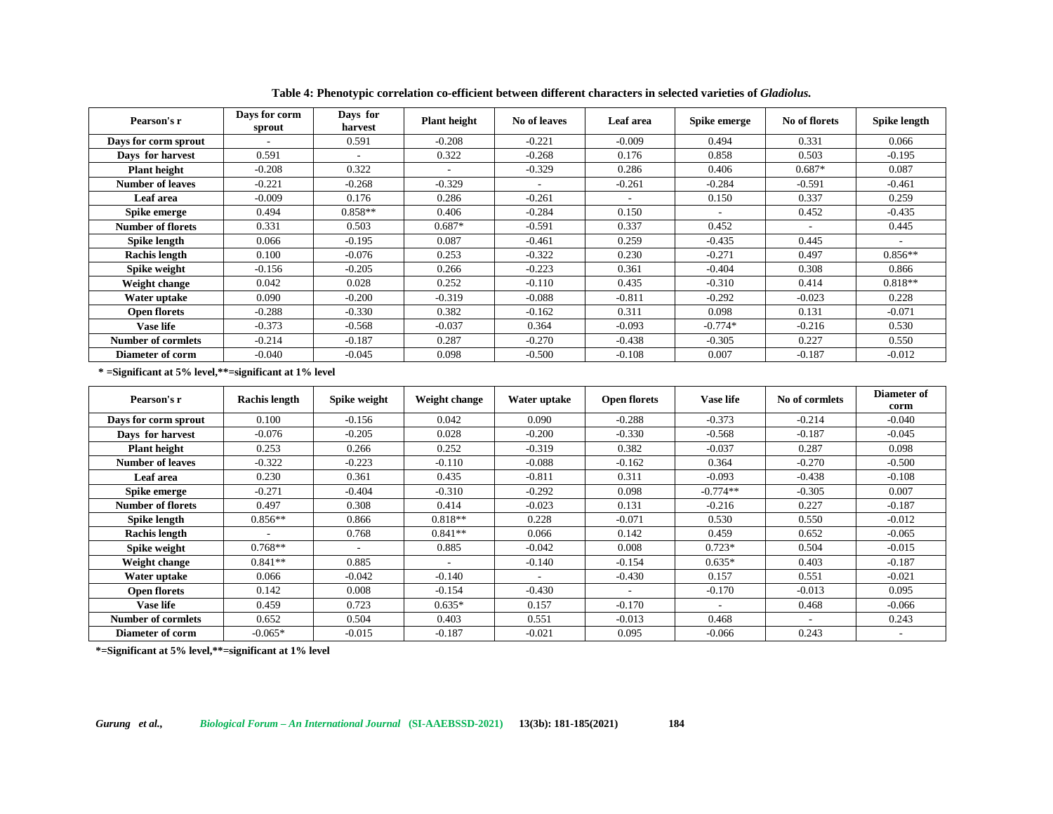**Table 4: Phenotypic correlation co-efficient between different characters in selected varieties of *Gladiolus.***

| Pearson's r | Days for corm sprout | Days for harvest | Plant height | No of leaves | Leaf area | Spike emerge | No of florets | Spike length |
|---|---|---|---|---|---|---|---|---|
| Days for corm sprout | - | 0.591 | -0.208 | -0.221 | -0.009 | 0.494 | 0.331 | 0.066 |
| Days for harvest | 0.591 | - | 0.322 | -0.268 | 0.176 | 0.858 | 0.503 | -0.195 |
| Plant height | -0.208 | 0.322 | - | -0.329 | 0.286 | 0.406 | 0.687* | 0.087 |
| Number of leaves | -0.221 | -0.268 | -0.329 | - | -0.261 | -0.284 | -0.591 | -0.461 |
| Leaf area | -0.009 | 0.176 | 0.286 | -0.261 | - | 0.150 | 0.337 | 0.259 |
| Spike emerge | 0.494 | 0.858** | 0.406 | -0.284 | 0.150 | - | 0.452 | -0.435 |
| Number of florets | 0.331 | 0.503 | 0.687* | -0.591 | 0.337 | 0.452 | - | 0.445 |
| Spike length | 0.066 | -0.195 | 0.087 | -0.461 | 0.259 | -0.435 | 0.445 | - |
| Rachis length | 0.100 | -0.076 | 0.253 | -0.322 | 0.230 | -0.271 | 0.497 | 0.856** |
| Spike weight | -0.156 | -0.205 | 0.266 | -0.223 | 0.361 | -0.404 | 0.308 | 0.866 |
| Weight change | 0.042 | 0.028 | 0.252 | -0.110 | 0.435 | -0.310 | 0.414 | 0.818** |
| Water uptake | 0.090 | -0.200 | -0.319 | -0.088 | -0.811 | -0.292 | -0.023 | 0.228 |
| Open florets | -0.288 | -0.330 | 0.382 | -0.162 | 0.311 | 0.098 | 0.131 | -0.071 |
| Vase life | -0.373 | -0.568 | -0.037 | 0.364 | -0.093 | -0.774* | -0.216 | 0.530 |
| Number of cormlets | -0.214 | -0.187 | 0.287 | -0.270 | -0.438 | -0.305 | 0.227 | 0.550 |
| Diameter of corm | -0.040 | -0.045 | 0.098 | -0.500 | -0.108 | 0.007 | -0.187 | -0.012 |

**\* =Significant at 5% level,\*\*=significant at 1% level**

| Pearson's r | Rachis length | Spike weight | Weight change | Water uptake | Open florets | Vase life | No of cormlets | Diameter of corm |
|---|---|---|---|---|---|---|---|---|
| Days for corm sprout | 0.100 | -0.156 | 0.042 | 0.090 | -0.288 | -0.373 | -0.214 | -0.040 |
| Days for harvest | -0.076 | -0.205 | 0.028 | -0.200 | -0.330 | -0.568 | -0.187 | -0.045 |
| Plant height | 0.253 | 0.266 | 0.252 | -0.319 | 0.382 | -0.037 | 0.287 | 0.098 |
| Number of leaves | -0.322 | -0.223 | -0.110 | -0.088 | -0.162 | 0.364 | -0.270 | -0.500 |
| Leaf area | 0.230 | 0.361 | 0.435 | -0.811 | 0.311 | -0.093 | -0.438 | -0.108 |
| Spike emerge | -0.271 | -0.404 | -0.310 | -0.292 | 0.098 | -0.774** | -0.305 | 0.007 |
| Number of florets | 0.497 | 0.308 | 0.414 | -0.023 | 0.131 | -0.216 | 0.227 | -0.187 |
| Spike length | 0.856** | 0.866 | 0.818** | 0.228 | -0.071 | 0.530 | 0.550 | -0.012 |
| Rachis length | - | 0.768 | 0.841** | 0.066 | 0.142 | 0.459 | 0.652 | -0.065 |
| Spike weight | 0.768** | - | 0.885 | -0.042 | 0.008 | 0.723* | 0.504 | -0.015 |
| Weight change | 0.841** | 0.885 | - | -0.140 | -0.154 | 0.635* | 0.403 | -0.187 |
| Water uptake | 0.066 | -0.042 | -0.140 | - | -0.430 | 0.157 | 0.551 | -0.021 |
| Open florets | 0.142 | 0.008 | -0.154 | -0.430 | - | -0.170 | -0.013 | 0.095 |
| Vase life | 0.459 | 0.723 | 0.635* | 0.157 | -0.170 | - | 0.468 | -0.066 |
| Number of cormlets | 0.652 | 0.504 | 0.403 | 0.551 | -0.013 | 0.468 | - | 0.243 |
| Diameter of corm | -0.065* | -0.015 | -0.187 | -0.021 | 0.095 | -0.066 | 0.243 | - |

**\*=Significant at 5% level,\*\*=significant at 1% level**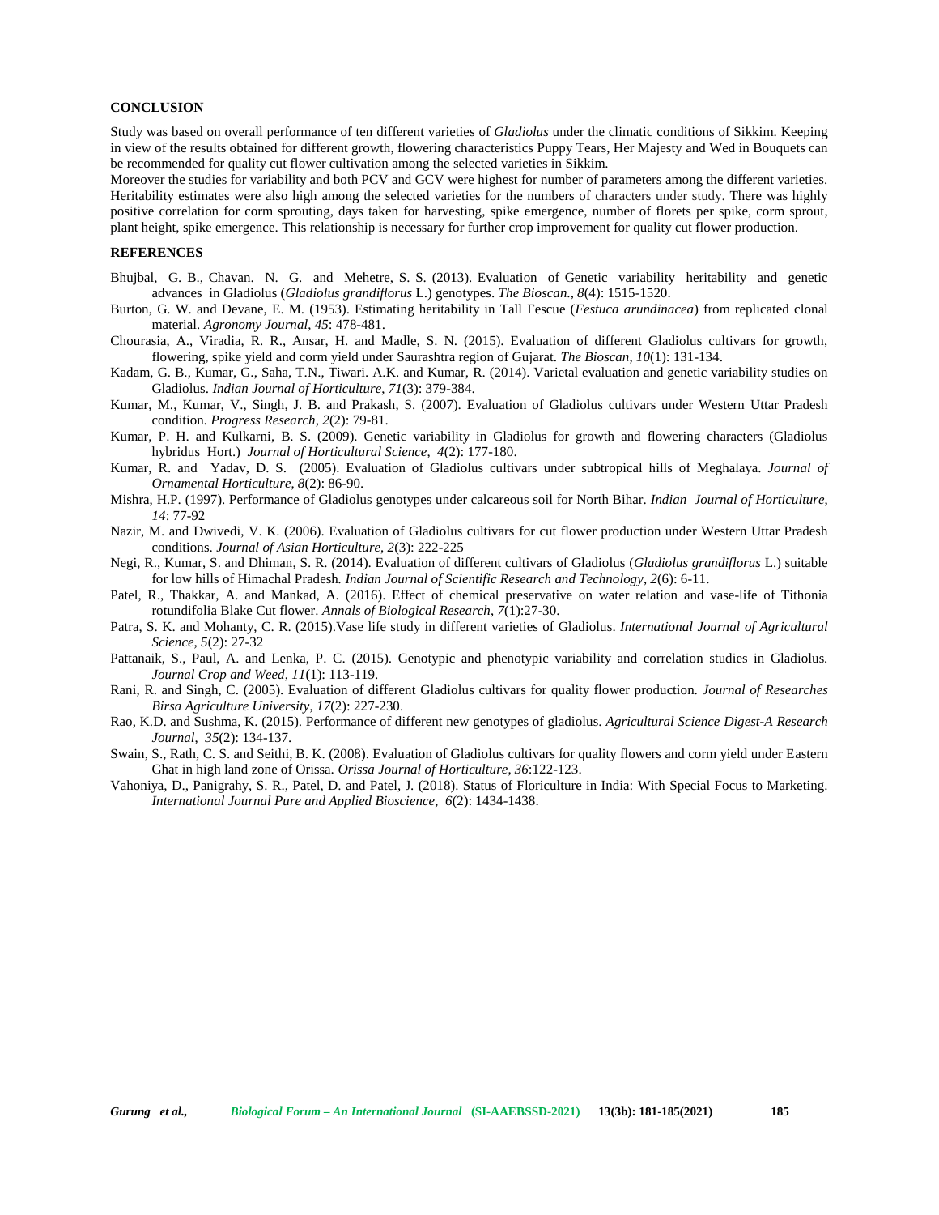## CONCLUSION

Study was based on overall performance of ten different varieties of *Gladiolus* under the climatic conditions of Sikkim. Keeping in view of the results obtained for different growth, flowering characteristics Puppy Tears, Her Majesty and Wed in Bouquets can be recommended for quality cut flower cultivation among the selected varieties in Sikkim.

Moreover the studies for variability and both PCV and GCV were highest for number of parameters among the different varieties. Heritability estimates were also high among the selected varieties for the numbers of characters under study. There was highly positive correlation for corm sprouting, days taken for harvesting, spike emergence, number of florets per spike, corm sprout, plant height, spike emergence. This relationship is necessary for further crop improvement for quality cut flower production.

## REFERENCES

Bhujbal, G. B., Chavan. N. G. and Mehetre, S. S. (2013). Evaluation of Genetic variability heritability and genetic advances in Gladiolus (*Gladiolus grandiflorus* L.) genotypes. *The Bioscan.*, *8*(4): 1515-1520.

Burton, G. W. and Devane, E. M. (1953). Estimating heritability in Tall Fescue (*Festuca arundinacea*) from replicated clonal material. *Agronomy Journal*, *45*: 478-481.

Chourasia, A., Viradia, R. R., Ansar, H. and Madle, S. N. (2015). Evaluation of different Gladiolus cultivars for growth, flowering, spike yield and corm yield under Saurashtra region of Gujarat. *The Bioscan*, *10*(1): 131-134.

Kadam, G. B., Kumar, G., Saha, T.N., Tiwari. A.K. and Kumar, R. (2014). Varietal evaluation and genetic variability studies on Gladiolus. *Indian Journal of Horticulture*, *71*(3): 379-384.

Kumar, M., Kumar, V., Singh, J. B. and Prakash, S. (2007). Evaluation of Gladiolus cultivars under Western Uttar Pradesh condition. *Progress Research*, *2*(2): 79-81.

Kumar, P. H. and Kulkarni, B. S. (2009). Genetic variability in Gladiolus for growth and flowering characters (Gladiolus hybridus Hort.) *Journal of Horticultural Science*, *4*(2): 177-180.

Kumar, R. and Yadav, D. S. (2005). Evaluation of Gladiolus cultivars under subtropical hills of Meghalaya. *Journal of Ornamental Horticulture*, *8*(2): 86-90.

Mishra, H.P. (1997). Performance of Gladiolus genotypes under calcareous soil for North Bihar. *Indian Journal of Horticulture*, *14*: 77-92

Nazir, M. and Dwivedi, V. K. (2006). Evaluation of Gladiolus cultivars for cut flower production under Western Uttar Pradesh conditions. *Journal of Asian Horticulture*, *2*(3): 222-225

Negi, R., Kumar, S. and Dhiman, S. R. (2014). Evaluation of different cultivars of Gladiolus (*Gladiolus grandiflorus* L.) suitable for low hills of Himachal Pradesh. *Indian Journal of Scientific Research and Technology*, *2*(6): 6-11.

Patel, R., Thakkar, A. and Mankad, A. (2016). Effect of chemical preservative on water relation and vase-life of Tithonia rotundifolia Blake Cut flower. *Annals of Biological Research*, *7*(1):27-30.

Patra, S. K. and Mohanty, C. R. (2015).Vase life study in different varieties of Gladiolus. *International Journal of Agricultural Science*, *5*(2): 27-32

Pattanaik, S., Paul, A. and Lenka, P. C. (2015). Genotypic and phenotypic variability and correlation studies in Gladiolus. *Journal Crop and Weed*, *11*(1): 113-119.

Rani, R. and Singh, C. (2005). Evaluation of different Gladiolus cultivars for quality flower production. *Journal of Researches Birsa Agriculture University*, *17*(2): 227-230.

Rao, K.D. and Sushma, K. (2015). Performance of different new genotypes of gladiolus. *Agricultural Science Digest-A Research Journal*, *35*(2): 134-137.

Swain, S., Rath, C. S. and Seithi, B. K. (2008). Evaluation of Gladiolus cultivars for quality flowers and corm yield under Eastern Ghat in high land zone of Orissa. *Orissa Journal of Horticulture*, *36*:122-123.

Vahoniya, D., Panigrahy, S. R., Patel, D. and Patel, J. (2018). Status of Floriculture in India: With Special Focus to Marketing. *International Journal Pure and Applied Bioscience*, *6*(2): 1434-1438.